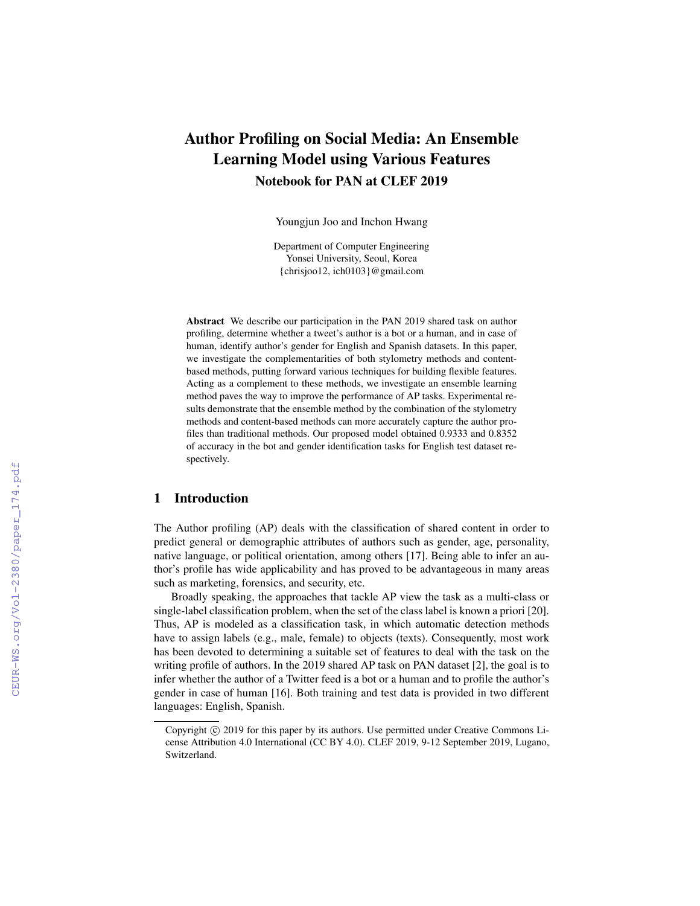# Author Profiling on Social Media: An Ensemble Learning Model using Various Features

## Notebook for PAN at CLEF 2019

Youngjun Joo and Inchon Hwang

Department of Computer Engineering
Yonsei University, Seoul, Korea
{chrisjoo12, ich0103}@gmail.com

**Abstract** We describe our participation in the PAN 2019 shared task on author profiling, determine whether a tweet's author is a bot or a human, and in case of human, identify author's gender for English and Spanish datasets. In this paper, we investigate the complementarities of both stylometry methods and content-based methods, putting forward various techniques for building flexible features. Acting as a complement to these methods, we investigate an ensemble learning method paves the way to improve the performance of AP tasks. Experimental results demonstrate that the ensemble method by the combination of the stylometry methods and content-based methods can more accurately capture the author profiles than traditional methods. Our proposed model obtained 0.9333 and 0.8352 of accuracy in the bot and gender identification tasks for English test dataset respectively.

## 1 Introduction

The Author profiling (AP) deals with the classification of shared content in order to predict general or demographic attributes of authors such as gender, age, personality, native language, or political orientation, among others [17]. Being able to infer an author's profile has wide applicability and has proved to be advantageous in many areas such as marketing, forensics, and security, etc.

Broadly speaking, the approaches that tackle AP view the task as a multi-class or single-label classification problem, when the set of the class label is known a priori [20]. Thus, AP is modeled as a classification task, in which automatic detection methods have to assign labels (e.g., male, female) to objects (texts). Consequently, most work has been devoted to determining a suitable set of features to deal with the task on the writing profile of authors. In the 2019 shared AP task on PAN dataset [2], the goal is to infer whether the author of a Twitter feed is a bot or a human and to profile the author's gender in case of human [16]. Both training and test data is provided in two different languages: English, Spanish.

Copyright © 2019 for this paper by its authors. Use permitted under Creative Commons License Attribution 4.0 International (CC BY 4.0). CLEF 2019, 9-12 September 2019, Lugano, Switzerland.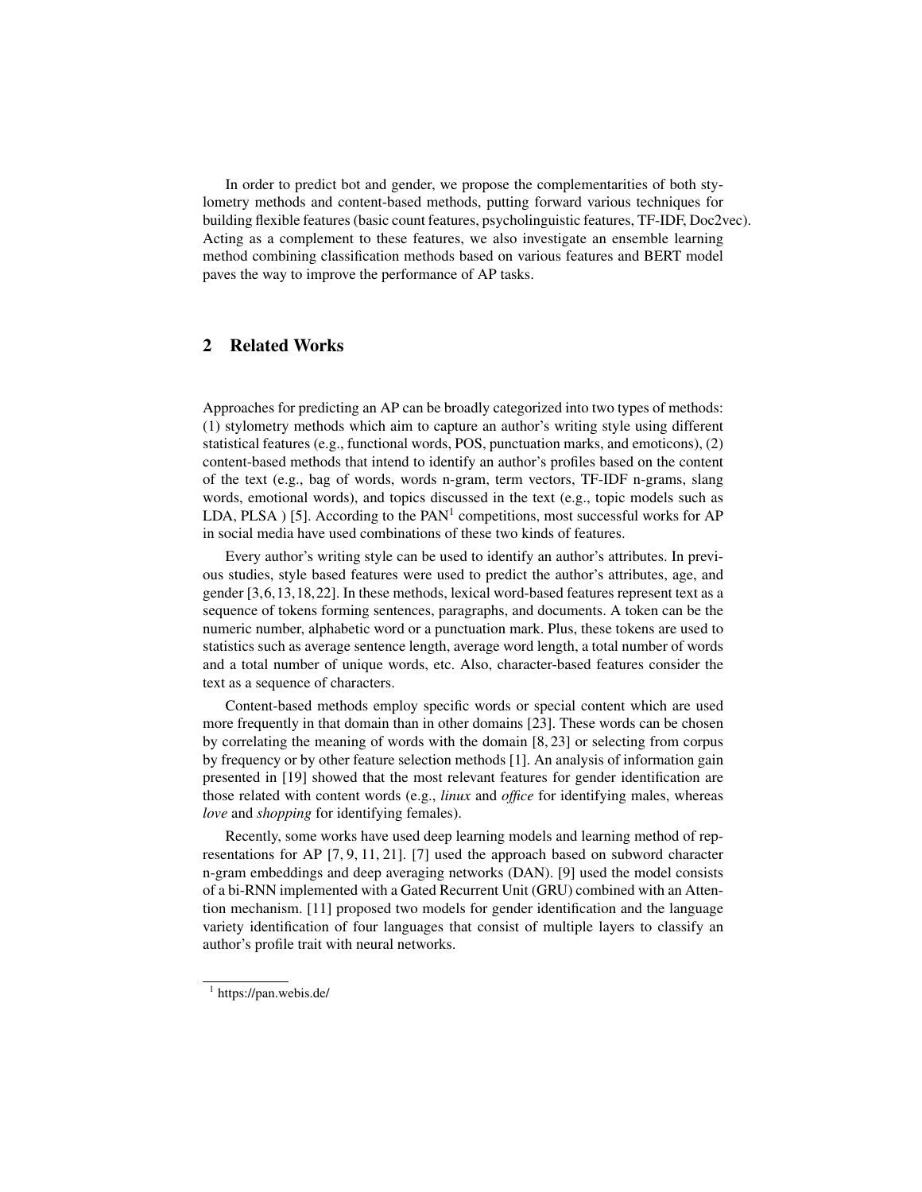In order to predict bot and gender, we propose the complementarities of both stylometry methods and content-based methods, putting forward various techniques for building flexible features (basic count features, psycholinguistic features, TF-IDF, Doc2vec). Acting as a complement to these features, we also investigate an ensemble learning method combining classification methods based on various features and BERT model paves the way to improve the performance of AP tasks.

## 2 Related Works

Approaches for predicting an AP can be broadly categorized into two types of methods: (1) stylometry methods which aim to capture an author's writing style using different statistical features (e.g., functional words, POS, punctuation marks, and emoticons), (2) content-based methods that intend to identify an author's profiles based on the content of the text (e.g., bag of words, words n-gram, term vectors, TF-IDF n-grams, slang words, emotional words), and topics discussed in the text (e.g., topic models such as LDA, PLSA ) [5]. According to the PAN[1] competitions, most successful works for AP in social media have used combinations of these two kinds of features.

Every author's writing style can be used to identify an author's attributes. In previous studies, style based features were used to predict the author's attributes, age, and gender [3,6,13,18,22]. In these methods, lexical word-based features represent text as a sequence of tokens forming sentences, paragraphs, and documents. A token can be the numeric number, alphabetic word or a punctuation mark. Plus, these tokens are used to statistics such as average sentence length, average word length, a total number of words and a total number of unique words, etc. Also, character-based features consider the text as a sequence of characters.

Content-based methods employ specific words or special content which are used more frequently in that domain than in other domains [23]. These words can be chosen by correlating the meaning of words with the domain [8, 23] or selecting from corpus by frequency or by other feature selection methods [1]. An analysis of information gain presented in [19] showed that the most relevant features for gender identification are those related with content words (e.g., *linux* and *office* for identifying males, whereas *love* and *shopping* for identifying females).

Recently, some works have used deep learning models and learning method of representations for AP [7, 9, 11, 21]. [7] used the approach based on subword character n-gram embeddings and deep averaging networks (DAN). [9] used the model consists of a bi-RNN implemented with a Gated Recurrent Unit (GRU) combined with an Attention mechanism. [11] proposed two models for gender identification and the language variety identification of four languages that consist of multiple layers to classify an author's profile trait with neural networks.

[1] https://pan.webis.de/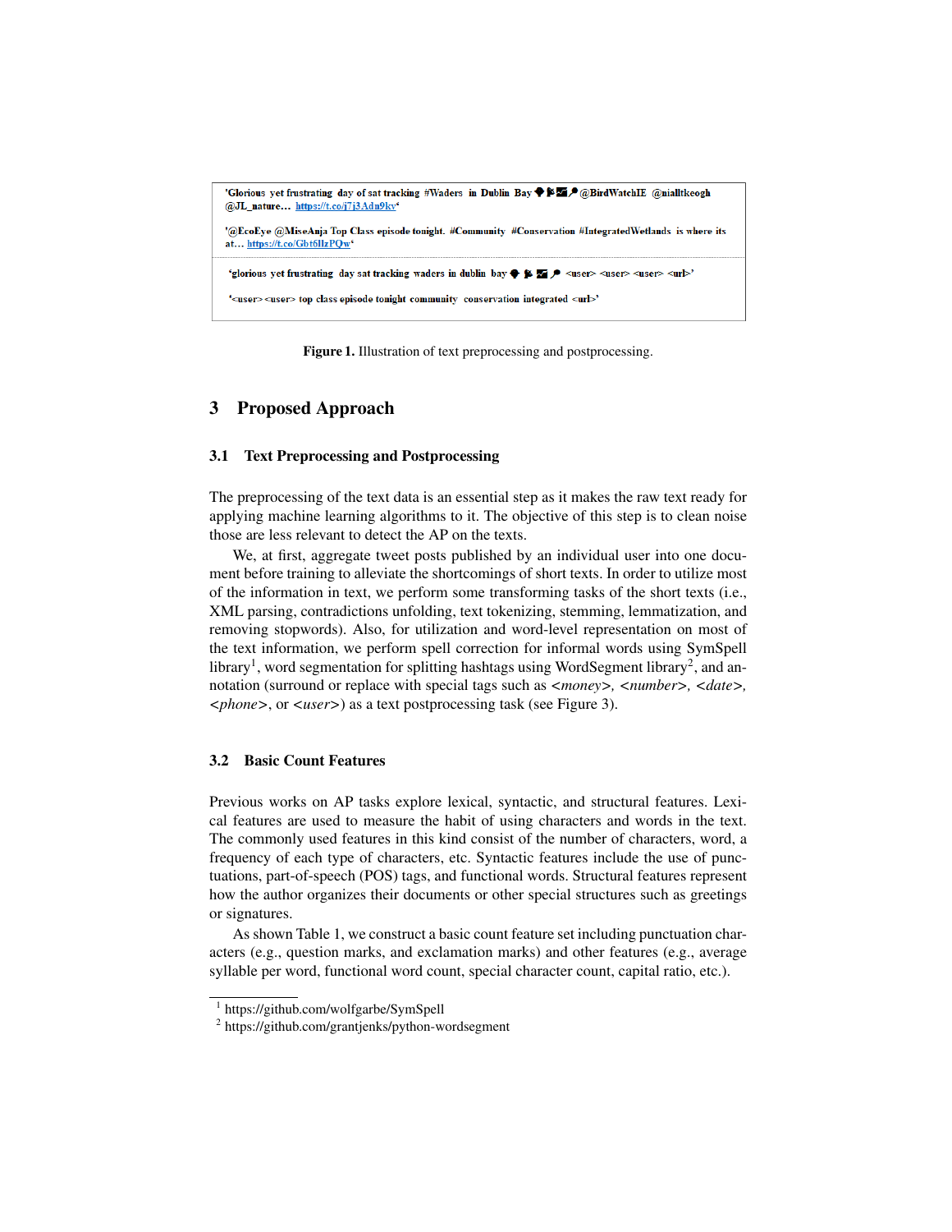'Glorious yet frustrating day of sat tracking #Waders in Dublin Bay 🐦📡🗺️🔎 @BirdWatchIE @nialltkeogh @JL_nature… https://t.co/j7j3Adn9kv'

'@EcoEye @MiseAnja Top Class episode tonight. #Community #Conservation #IntegratedWetlands is where its at… https://t.co/Gbt6llzPQw'

---

'glorious yet frustrating day sat tracking waders in dublin bay 🐦📡🗺️🔎 <user> <user> <user> <url>'

'<user> <user> top class episode tonight community conservation integrated <url>'

**Figure 1.** Illustration of text preprocessing and postprocessing.

## 3 Proposed Approach

### 3.1 Text Preprocessing and Postprocessing

The preprocessing of the text data is an essential step as it makes the raw text ready for applying machine learning algorithms to it. The objective of this step is to clean noise those are less relevant to detect the AP on the texts.

We, at first, aggregate tweet posts published by an individual user into one document before training to alleviate the shortcomings of short texts. In order to utilize most of the information in text, we perform some transforming tasks of the short texts (i.e., XML parsing, contradictions unfolding, text tokenizing, stemming, lemmatization, and removing stopwords). Also, for utilization and word-level representation on most of the text information, we perform spell correction for informal words using SymSpell library[1], word segmentation for splitting hashtags using WordSegment library[2], and annotation (surround or replace with special tags such as *<money>*, *<number>*, *<date>*, *<phone>*, or *<user>*) as a text postprocessing task (see Figure 3).

### 3.2 Basic Count Features

Previous works on AP tasks explore lexical, syntactic, and structural features. Lexical features are used to measure the habit of using characters and words in the text. The commonly used features in this kind consist of the number of characters, word, a frequency of each type of characters, etc. Syntactic features include the use of punctuations, part-of-speech (POS) tags, and functional words. Structural features represent how the author organizes their documents or other special structures such as greetings or signatures.

As shown Table 1, we construct a basic count feature set including punctuation characters (e.g., question marks, and exclamation marks) and other features (e.g., average syllable per word, functional word count, special character count, capital ratio, etc.).

[1] https://github.com/wolfgarbe/SymSpell
[2] https://github.com/grantjenks/python-wordsegment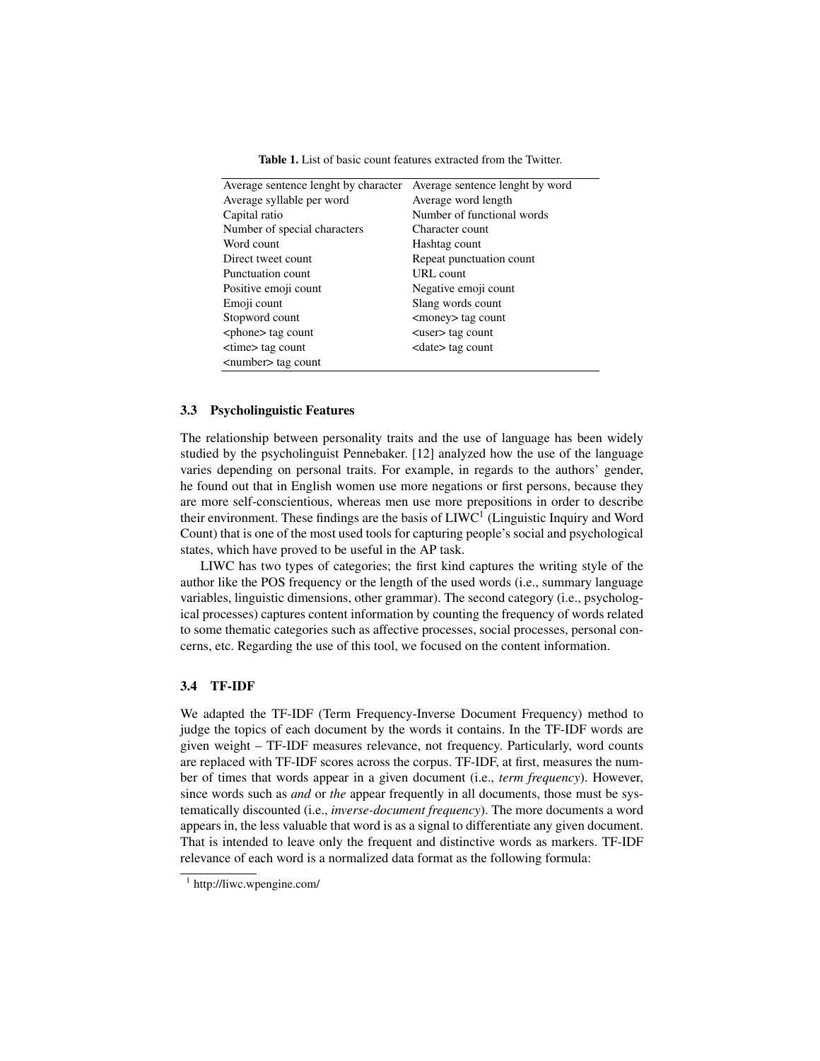**Table 1.** List of basic count features extracted from the Twitter.

| | |
|---|---|
| Average sentence lenght by character | Average sentence lenght by word |
| Average syllable per word | Average word length |
| Capital ratio | Number of functional words |
| Number of special characters | Character count |
| Word count | Hashtag count |
| Direct tweet count | Repeat punctuation count |
| Punctuation count | URL count |
| Positive emoji count | Negative emoji count |
| Emoji count | Slang words count |
| Stopword count | <money> tag count |
| <phone> tag count | <user> tag count |
| <time> tag count | <date> tag count |
| <number> tag count | |

### 3.3 Psycholinguistic Features

The relationship between personality traits and the use of language has been widely studied by the psycholinguist Pennebaker. [12] analyzed how the use of the language varies depending on personal traits. For example, in regards to the authors' gender, he found out that in English women use more negations or first persons, because they are more self-conscientious, whereas men use more prepositions in order to describe their environment. These findings are the basis of LIWC[1] (Linguistic Inquiry and Word Count) that is one of the most used tools for capturing people's social and psychological states, which have proved to be useful in the AP task.

LIWC has two types of categories; the first kind captures the writing style of the author like the POS frequency or the length of the used words (i.e., summary language variables, linguistic dimensions, other grammar). The second category (i.e., psychological processes) captures content information by counting the frequency of words related to some thematic categories such as affective processes, social processes, personal concerns, etc. Regarding the use of this tool, we focused on the content information.

### 3.4 TF-IDF

We adapted the TF-IDF (Term Frequency-Inverse Document Frequency) method to judge the topics of each document by the words it contains. In the TF-IDF words are given weight – TF-IDF measures relevance, not frequency. Particularly, word counts are replaced with TF-IDF scores across the corpus. TF-IDF, at first, measures the number of times that words appear in a given document (i.e., *term frequency*). However, since words such as *and* or *the* appear frequently in all documents, those must be systematically discounted (i.e., *inverse-document frequency*). The more documents a word appears in, the less valuable that word is as a signal to differentiate any given document. That is intended to leave only the frequent and distinctive words as markers. TF-IDF relevance of each word is a normalized data format as the following formula:

[1] http://liwc.wpengine.com/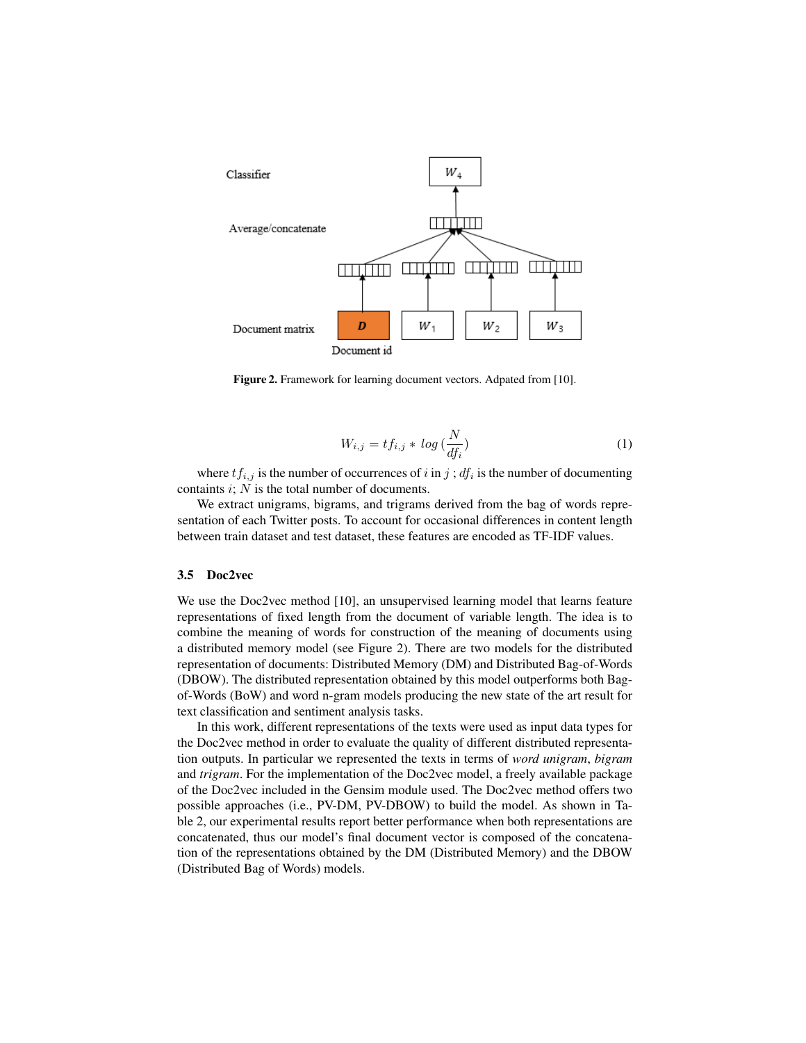Figure 2. Framework for learning document vectors. Adpated from [10].

$$W_{i,j} = tf_{i,j} * log\,(\frac{N}{df_i}) \tag{1}$$

where $tf_{i,j}$ is the number of occurrences of $i$ in $j$ ; $df_i$ is the number of documenting containts $i$; $N$ is the total number of documents.

We extract unigrams, bigrams, and trigrams derived from the bag of words representation of each Twitter posts. To account for occasional differences in content length between train dataset and test dataset, these features are encoded as TF-IDF values.

### 3.5 Doc2vec

We use the Doc2vec method [10], an unsupervised learning model that learns feature representations of fixed length from the document of variable length. The idea is to combine the meaning of words for construction of the meaning of documents using a distributed memory model (see Figure 2). There are two models for the distributed representation of documents: Distributed Memory (DM) and Distributed Bag-of-Words (DBOW). The distributed representation obtained by this model outperforms both Bag-of-Words (BoW) and word n-gram models producing the new state of the art result for text classification and sentiment analysis tasks.

In this work, different representations of the texts were used as input data types for the Doc2vec method in order to evaluate the quality of different distributed representation outputs. In particular we represented the texts in terms of *word unigram*, *bigram* and *trigram*. For the implementation of the Doc2vec model, a freely available package of the Doc2vec included in the Gensim module used. The Doc2vec method offers two possible approaches (i.e., PV-DM, PV-DBOW) to build the model. As shown in Table 2, our experimental results report better performance when both representations are concatenated, thus our model's final document vector is composed of the concatenation of the representations obtained by the DM (Distributed Memory) and the DBOW (Distributed Bag of Words) models.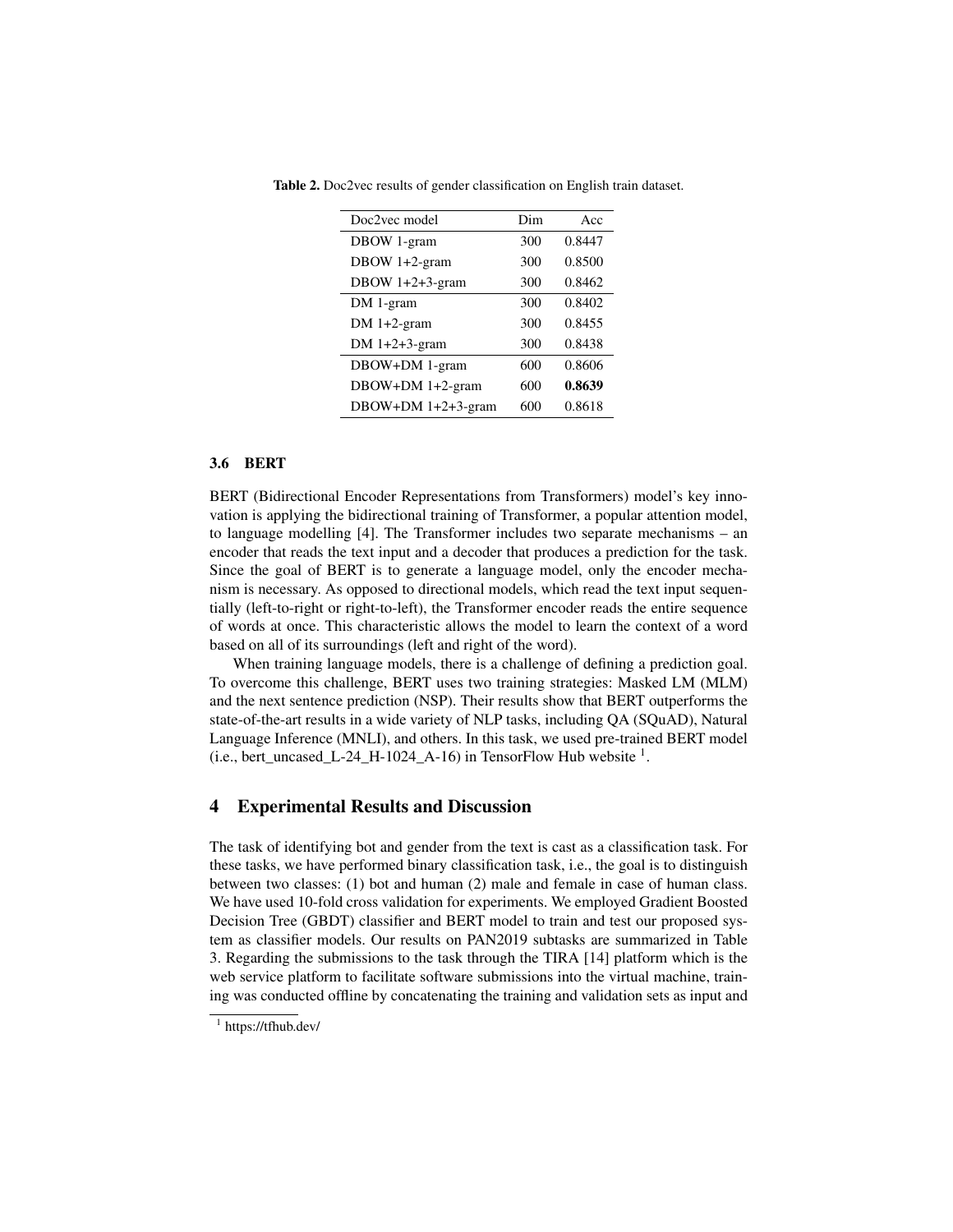**Table 2.** Doc2vec results of gender classification on English train dataset.

| Doc2vec model | Dim | Acc |
|---|---|---|
| DBOW 1-gram | 300 | 0.8447 |
| DBOW 1+2-gram | 300 | 0.8500 |
| DBOW 1+2+3-gram | 300 | 0.8462 |
| DM 1-gram | 300 | 0.8402 |
| DM 1+2-gram | 300 | 0.8455 |
| DM 1+2+3-gram | 300 | 0.8438 |
| DBOW+DM 1-gram | 600 | 0.8606 |
| DBOW+DM 1+2-gram | 600 | **0.8639** |
| DBOW+DM 1+2+3-gram | 600 | 0.8618 |

### 3.6 BERT

BERT (Bidirectional Encoder Representations from Transformers) model's key innovation is applying the bidirectional training of Transformer, a popular attention model, to language modelling [4]. The Transformer includes two separate mechanisms – an encoder that reads the text input and a decoder that produces a prediction for the task. Since the goal of BERT is to generate a language model, only the encoder mechanism is necessary. As opposed to directional models, which read the text input sequentially (left-to-right or right-to-left), the Transformer encoder reads the entire sequence of words at once. This characteristic allows the model to learn the context of a word based on all of its surroundings (left and right of the word).

When training language models, there is a challenge of defining a prediction goal. To overcome this challenge, BERT uses two training strategies: Masked LM (MLM) and the next sentence prediction (NSP). Their results show that BERT outperforms the state-of-the-art results in a wide variety of NLP tasks, including QA (SQuAD), Natural Language Inference (MNLI), and others. In this task, we used pre-trained BERT model (i.e., bert_uncased_L-24_H-1024_A-16) in TensorFlow Hub website [1].

## 4 Experimental Results and Discussion

The task of identifying bot and gender from the text is cast as a classification task. For these tasks, we have performed binary classification task, i.e., the goal is to distinguish between two classes: (1) bot and human (2) male and female in case of human class. We have used 10-fold cross validation for experiments. We employed Gradient Boosted Decision Tree (GBDT) classifier and BERT model to train and test our proposed system as classifier models. Our results on PAN2019 subtasks are summarized in Table 3. Regarding the submissions to the task through the TIRA [14] platform which is the web service platform to facilitate software submissions into the virtual machine, training was conducted offline by concatenating the training and validation sets as input and

[1] https://tfhub.dev/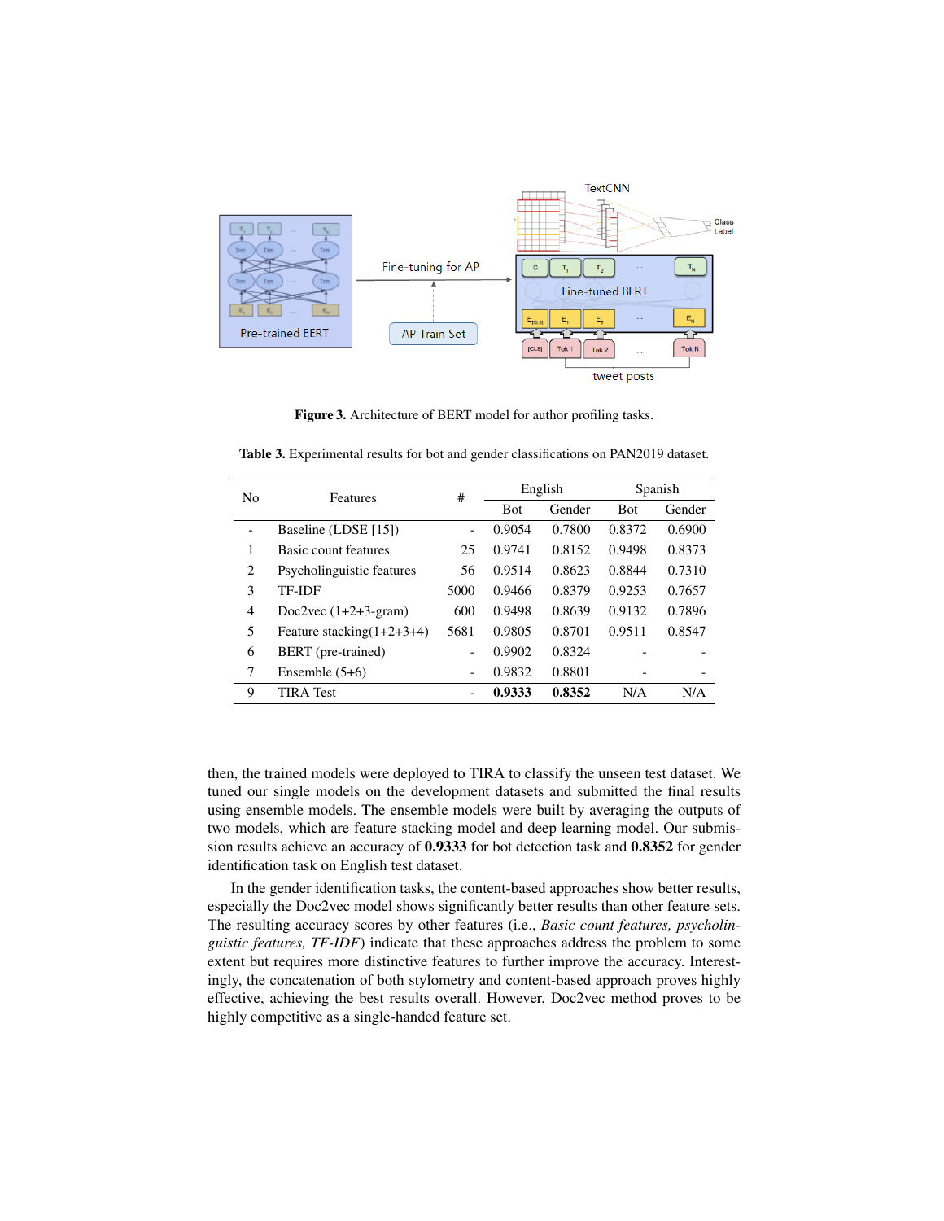Figure 3. Architecture of BERT model for author profiling tasks.

Table 3. Experimental results for bot and gender classifications on PAN2019 dataset.

| No | Features | # | English | | Spanish | |
|---|---|---|---|---|---|---|
| | | | Bot | Gender | Bot | Gender |
| - | Baseline (LDSE [15]) | - | 0.9054 | 0.7800 | 0.8372 | 0.6900 |
| 1 | Basic count features | 25 | 0.9741 | 0.8152 | 0.9498 | 0.8373 |
| 2 | Psycholinguistic features | 56 | 0.9514 | 0.8623 | 0.8844 | 0.7310 |
| 3 | TF-IDF | 5000 | 0.9466 | 0.8379 | 0.9253 | 0.7657 |
| 4 | Doc2vec (1+2+3-gram) | 600 | 0.9498 | 0.8639 | 0.9132 | 0.7896 |
| 5 | Feature stacking(1+2+3+4) | 5681 | 0.9805 | 0.8701 | 0.9511 | 0.8547 |
| 6 | BERT (pre-trained) | - | 0.9902 | 0.8324 | - | - |
| 7 | Ensemble (5+6) | - | 0.9832 | 0.8801 | - | - |
| 9 | TIRA Test | - | **0.9333** | **0.8352** | N/A | N/A |

then, the trained models were deployed to TIRA to classify the unseen test dataset. We tuned our single models on the development datasets and submitted the final results using ensemble models. The ensemble models were built by averaging the outputs of two models, which are feature stacking model and deep learning model. Our submission results achieve an accuracy of **0.9333** for bot detection task and **0.8352** for gender identification task on English test dataset.

In the gender identification tasks, the content-based approaches show better results, especially the Doc2vec model shows significantly better results than other feature sets. The resulting accuracy scores by other features (i.e., *Basic count features, psycholinguistic features, TF-IDF*) indicate that these approaches address the problem to some extent but requires more distinctive features to further improve the accuracy. Interestingly, the concatenation of both stylometry and content-based approach proves highly effective, achieving the best results overall. However, Doc2vec method proves to be highly competitive as a single-handed feature set.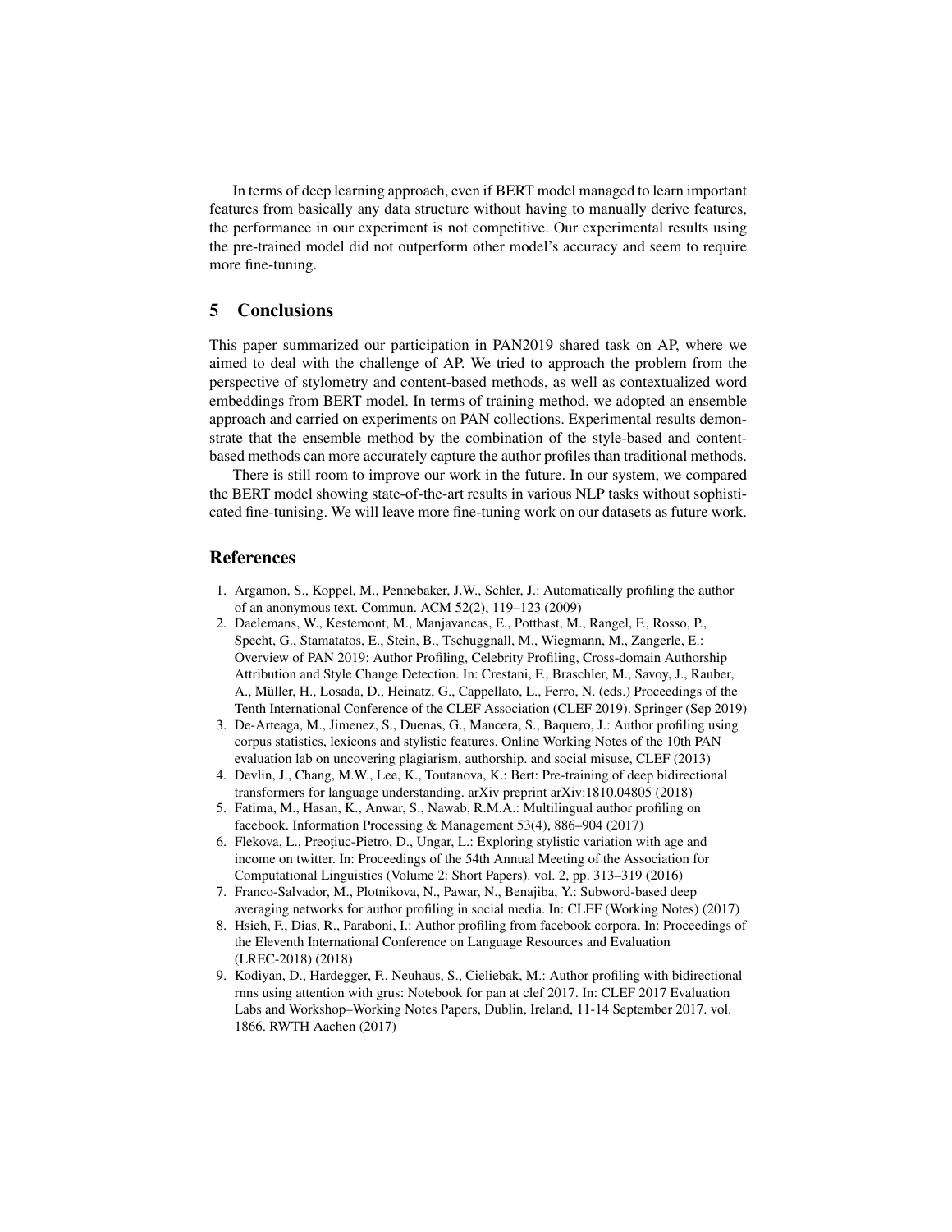In terms of deep learning approach, even if BERT model managed to learn important features from basically any data structure without having to manually derive features, the performance in our experiment is not competitive. Our experimental results using the pre-trained model did not outperform other model's accuracy and seem to require more fine-tuning.

## 5 Conclusions

This paper summarized our participation in PAN2019 shared task on AP, where we aimed to deal with the challenge of AP. We tried to approach the problem from the perspective of stylometry and content-based methods, as well as contextualized word embeddings from BERT model. In terms of training method, we adopted an ensemble approach and carried on experiments on PAN collections. Experimental results demonstrate that the ensemble method by the combination of the style-based and content-based methods can more accurately capture the author profiles than traditional methods.

There is still room to improve our work in the future. In our system, we compared the BERT model showing state-of-the-art results in various NLP tasks without sophisticated fine-tunising. We will leave more fine-tuning work on our datasets as future work.

## References

1. Argamon, S., Koppel, M., Pennebaker, J.W., Schler, J.: Automatically profiling the author of an anonymous text. Commun. ACM 52(2), 119–123 (2009)
2. Daelemans, W., Kestemont, M., Manjavancas, E., Potthast, M., Rangel, F., Rosso, P., Specht, G., Stamatatos, E., Stein, B., Tschuggnall, M., Wiegmann, M., Zangerle, E.: Overview of PAN 2019: Author Profiling, Celebrity Profiling, Cross-domain Authorship Attribution and Style Change Detection. In: Crestani, F., Braschler, M., Savoy, J., Rauber, A., Müller, H., Losada, D., Heinatz, G., Cappellato, L., Ferro, N. (eds.) Proceedings of the Tenth International Conference of the CLEF Association (CLEF 2019). Springer (Sep 2019)
3. De-Arteaga, M., Jimenez, S., Duenas, G., Mancera, S., Baquero, J.: Author profiling using corpus statistics, lexicons and stylistic features. Online Working Notes of the 10th PAN evaluation lab on uncovering plagiarism, authorship. and social misuse, CLEF (2013)
4. Devlin, J., Chang, M.W., Lee, K., Toutanova, K.: Bert: Pre-training of deep bidirectional transformers for language understanding. arXiv preprint arXiv:1810.04805 (2018)
5. Fatima, M., Hasan, K., Anwar, S., Nawab, R.M.A.: Multilingual author profiling on facebook. Information Processing & Management 53(4), 886–904 (2017)
6. Flekova, L., Preoţiuc-Pietro, D., Ungar, L.: Exploring stylistic variation with age and income on twitter. In: Proceedings of the 54th Annual Meeting of the Association for Computational Linguistics (Volume 2: Short Papers). vol. 2, pp. 313–319 (2016)
7. Franco-Salvador, M., Plotnikova, N., Pawar, N., Benajiba, Y.: Subword-based deep averaging networks for author profiling in social media. In: CLEF (Working Notes) (2017)
8. Hsieh, F., Dias, R., Paraboni, I.: Author profiling from facebook corpora. In: Proceedings of the Eleventh International Conference on Language Resources and Evaluation (LREC-2018) (2018)
9. Kodiyan, D., Hardegger, F., Neuhaus, S., Cieliebak, M.: Author profiling with bidirectional rnns using attention with grus: Notebook for pan at clef 2017. In: CLEF 2017 Evaluation Labs and Workshop–Working Notes Papers, Dublin, Ireland, 11-14 September 2017. vol. 1866. RWTH Aachen (2017)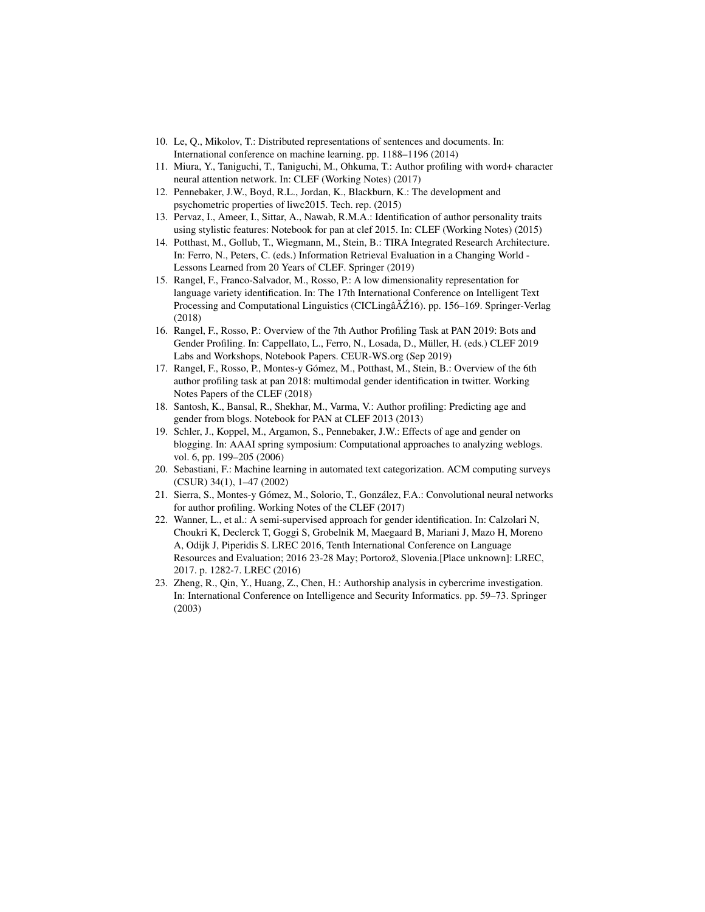10. Le, Q., Mikolov, T.: Distributed representations of sentences and documents. In: International conference on machine learning. pp. 1188–1196 (2014)
11. Miura, Y., Taniguchi, T., Taniguchi, M., Ohkuma, T.: Author profiling with word+ character neural attention network. In: CLEF (Working Notes) (2017)
12. Pennebaker, J.W., Boyd, R.L., Jordan, K., Blackburn, K.: The development and psychometric properties of liwc2015. Tech. rep. (2015)
13. Pervaz, I., Ameer, I., Sittar, A., Nawab, R.M.A.: Identification of author personality traits using stylistic features: Notebook for pan at clef 2015. In: CLEF (Working Notes) (2015)
14. Potthast, M., Gollub, T., Wiegmann, M., Stein, B.: TIRA Integrated Research Architecture. In: Ferro, N., Peters, C. (eds.) Information Retrieval Evaluation in a Changing World - Lessons Learned from 20 Years of CLEF. Springer (2019)
15. Rangel, F., Franco-Salvador, M., Rosso, P.: A low dimensionality representation for language variety identification. In: The 17th International Conference on Intelligent Text Processing and Computational Linguistics (CICLingâĂŹ16). pp. 156–169. Springer-Verlag (2018)
16. Rangel, F., Rosso, P.: Overview of the 7th Author Profiling Task at PAN 2019: Bots and Gender Profiling. In: Cappellato, L., Ferro, N., Losada, D., Müller, H. (eds.) CLEF 2019 Labs and Workshops, Notebook Papers. CEUR-WS.org (Sep 2019)
17. Rangel, F., Rosso, P., Montes-y Gómez, M., Potthast, M., Stein, B.: Overview of the 6th author profiling task at pan 2018: multimodal gender identification in twitter. Working Notes Papers of the CLEF (2018)
18. Santosh, K., Bansal, R., Shekhar, M., Varma, V.: Author profiling: Predicting age and gender from blogs. Notebook for PAN at CLEF 2013 (2013)
19. Schler, J., Koppel, M., Argamon, S., Pennebaker, J.W.: Effects of age and gender on blogging. In: AAAI spring symposium: Computational approaches to analyzing weblogs. vol. 6, pp. 199–205 (2006)
20. Sebastiani, F.: Machine learning in automated text categorization. ACM computing surveys (CSUR) 34(1), 1–47 (2002)
21. Sierra, S., Montes-y Gómez, M., Solorio, T., González, F.A.: Convolutional neural networks for author profiling. Working Notes of the CLEF (2017)
22. Wanner, L., et al.: A semi-supervised approach for gender identification. In: Calzolari N, Choukri K, Declerck T, Goggi S, Grobelnik M, Maegaard B, Mariani J, Mazo H, Moreno A, Odijk J, Piperidis S. LREC 2016, Tenth International Conference on Language Resources and Evaluation; 2016 23-28 May; Portorož, Slovenia.[Place unknown]: LREC, 2017. p. 1282-7. LREC (2016)
23. Zheng, R., Qin, Y., Huang, Z., Chen, H.: Authorship analysis in cybercrime investigation. In: International Conference on Intelligence and Security Informatics. pp. 59–73. Springer (2003)